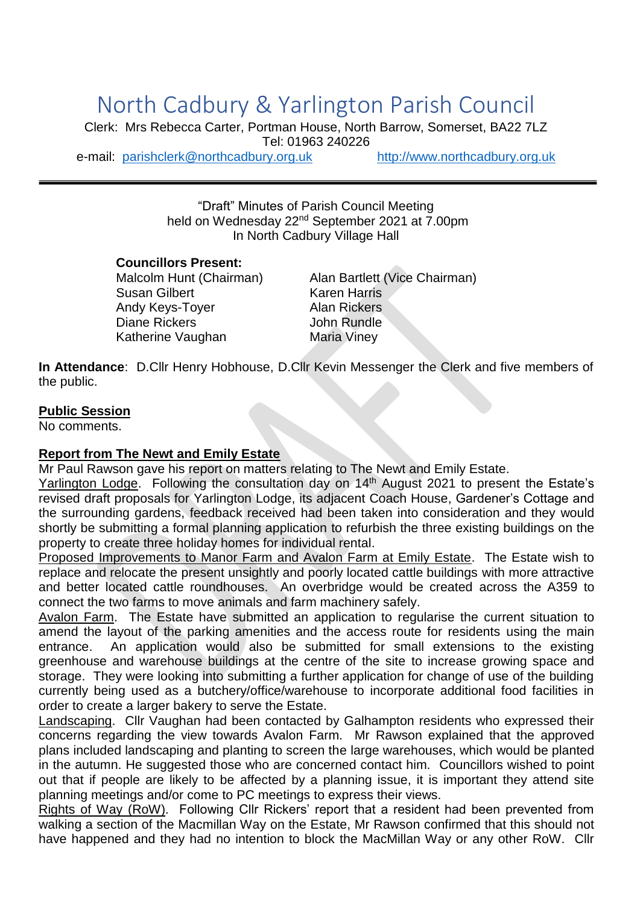# North Cadbury & Yarlington Parish Council

Clerk: Mrs Rebecca Carter, Portman House, North Barrow, Somerset, BA22 7LZ
Tel: 01963 240226
e-mail: parishclerk@northcadbury.org.uk http://www.northcadbury.org.uk

---

"Draft" Minutes of Parish Council Meeting
held on Wednesday 22nd September 2021 at 7.00pm
In North Cadbury Village Hall

**Councillors Present:**

| | |
|---|---|
| Malcolm Hunt (Chairman) | Alan Bartlett (Vice Chairman) |
| Susan Gilbert | Karen Harris |
| Andy Keys-Toyer | Alan Rickers |
| Diane Rickers | John Rundle |
| Katherine Vaughan | Maria Viney |

**In Attendance**: D.Cllr Henry Hobhouse, D.Cllr Kevin Messenger the Clerk and five members of the public.

**Public Session**
No comments.

**Report from The Newt and Emily Estate**
Mr Paul Rawson gave his report on matters relating to The Newt and Emily Estate.
Yarlington Lodge. Following the consultation day on 14th August 2021 to present the Estate's revised draft proposals for Yarlington Lodge, its adjacent Coach House, Gardener's Cottage and the surrounding gardens, feedback received had been taken into consideration and they would shortly be submitting a formal planning application to refurbish the three existing buildings on the property to create three holiday homes for individual rental.
Proposed Improvements to Manor Farm and Avalon Farm at Emily Estate. The Estate wish to replace and relocate the present unsightly and poorly located cattle buildings with more attractive and better located cattle roundhouses. An overbridge would be created across the A359 to connect the two farms to move animals and farm machinery safely.
Avalon Farm. The Estate have submitted an application to regularise the current situation to amend the layout of the parking amenities and the access route for residents using the main entrance. An application would also be submitted for small extensions to the existing greenhouse and warehouse buildings at the centre of the site to increase growing space and storage. They were looking into submitting a further application for change of use of the building currently being used as a butchery/office/warehouse to incorporate additional food facilities in order to create a larger bakery to serve the Estate.
Landscaping. Cllr Vaughan had been contacted by Galhampton residents who expressed their concerns regarding the view towards Avalon Farm. Mr Rawson explained that the approved plans included landscaping and planting to screen the large warehouses, which would be planted in the autumn. He suggested those who are concerned contact him. Councillors wished to point out that if people are likely to be affected by a planning issue, it is important they attend site planning meetings and/or come to PC meetings to express their views.
Rights of Way (RoW). Following Cllr Rickers' report that a resident had been prevented from walking a section of the Macmillan Way on the Estate, Mr Rawson confirmed that this should not have happened and they had no intention to block the MacMillan Way or any other RoW. Cllr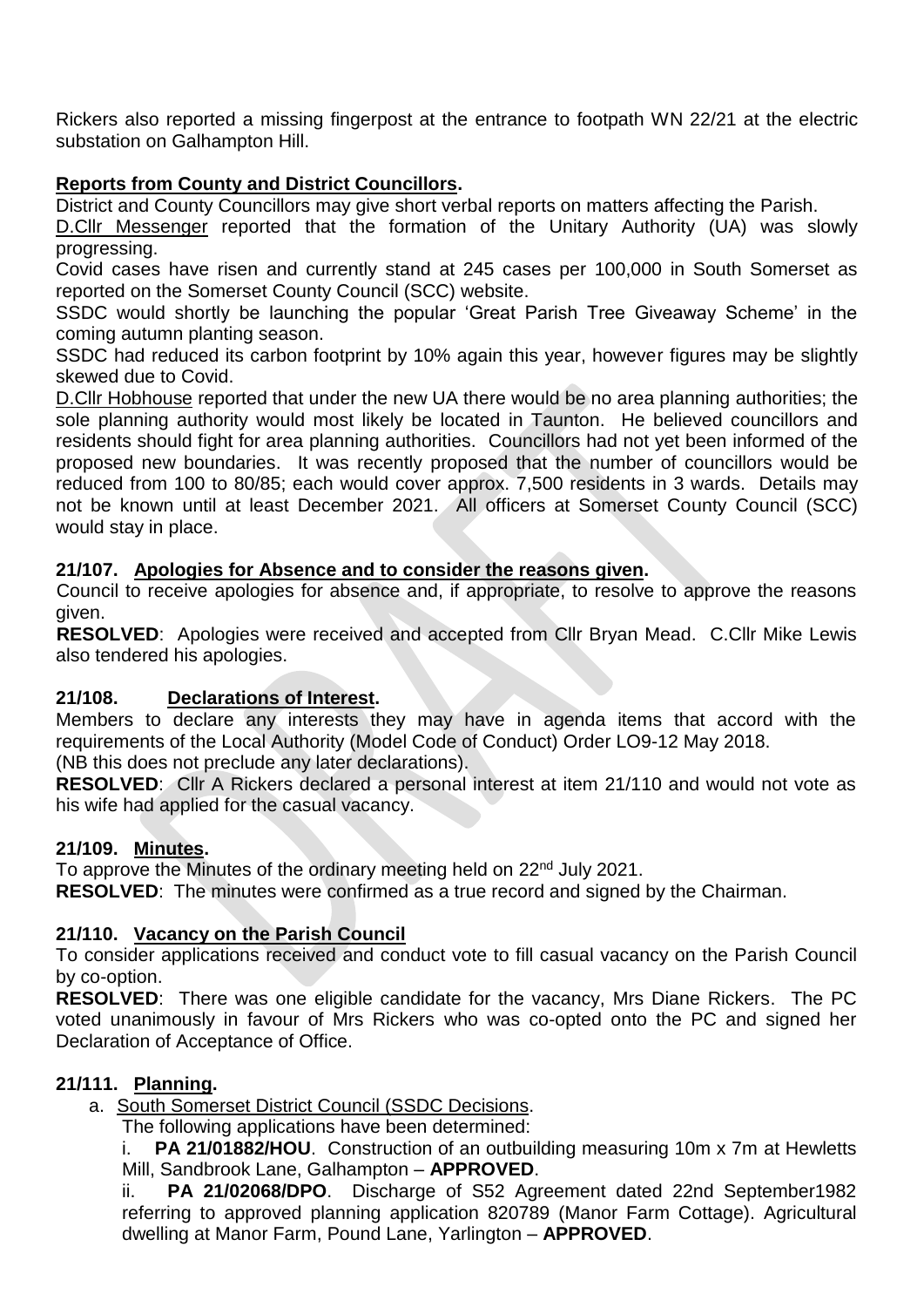Rickers also reported a missing fingerpost at the entrance to footpath WN 22/21 at the electric substation on Galhampton Hill.

## Reports from County and District Councillors.

District and County Councillors may give short verbal reports on matters affecting the Parish.

D.Cllr Messenger reported that the formation of the Unitary Authority (UA) was slowly progressing.

Covid cases have risen and currently stand at 245 cases per 100,000 in South Somerset as reported on the Somerset County Council (SCC) website.

SSDC would shortly be launching the popular 'Great Parish Tree Giveaway Scheme' in the coming autumn planting season.

SSDC had reduced its carbon footprint by 10% again this year, however figures may be slightly skewed due to Covid.

D.Cllr Hobhouse reported that under the new UA there would be no area planning authorities; the sole planning authority would most likely be located in Taunton. He believed councillors and residents should fight for area planning authorities. Councillors had not yet been informed of the proposed new boundaries. It was recently proposed that the number of councillors would be reduced from 100 to 80/85; each would cover approx. 7,500 residents in 3 wards. Details may not be known until at least December 2021. All officers at Somerset County Council (SCC) would stay in place.

## 21/107. Apologies for Absence and to consider the reasons given.

Council to receive apologies for absence and, if appropriate, to resolve to approve the reasons given.

**RESOLVED**: Apologies were received and accepted from Cllr Bryan Mead. C.Cllr Mike Lewis also tendered his apologies.

## 21/108. Declarations of Interest.

Members to declare any interests they may have in agenda items that accord with the requirements of the Local Authority (Model Code of Conduct) Order LO9-12 May 2018.
(NB this does not preclude any later declarations).

**RESOLVED**: Cllr A Rickers declared a personal interest at item 21/110 and would not vote as his wife had applied for the casual vacancy.

## 21/109. Minutes.

To approve the Minutes of the ordinary meeting held on 22nd July 2021.

**RESOLVED**: The minutes were confirmed as a true record and signed by the Chairman.

## 21/110. Vacancy on the Parish Council

To consider applications received and conduct vote to fill casual vacancy on the Parish Council by co-option.

**RESOLVED**: There was one eligible candidate for the vacancy, Mrs Diane Rickers. The PC voted unanimously in favour of Mrs Rickers who was co-opted onto the PC and signed her Declaration of Acceptance of Office.

## 21/111. Planning.

a. South Somerset District Council (SSDC Decisions.

The following applications have been determined:

i. **PA 21/01882/HOU**. Construction of an outbuilding measuring 10m x 7m at Hewletts Mill, Sandbrook Lane, Galhampton – **APPROVED**.

ii. **PA 21/02068/DPO**. Discharge of S52 Agreement dated 22nd September1982 referring to approved planning application 820789 (Manor Farm Cottage). Agricultural dwelling at Manor Farm, Pound Lane, Yarlington – **APPROVED**.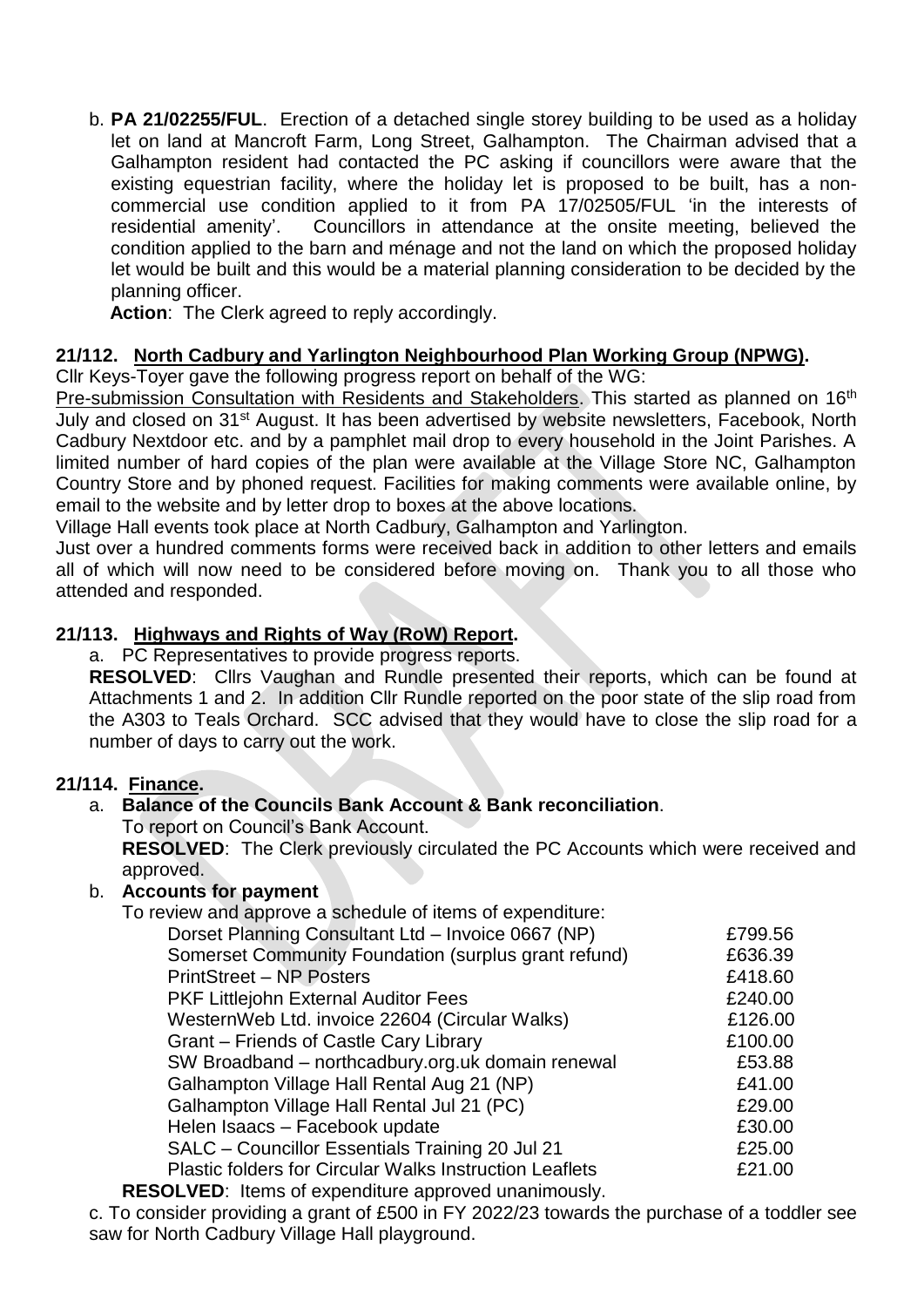b. **PA 21/02255/FUL**. Erection of a detached single storey building to be used as a holiday let on land at Mancroft Farm, Long Street, Galhampton. The Chairman advised that a Galhampton resident had contacted the PC asking if councillors were aware that the existing equestrian facility, where the holiday let is proposed to be built, has a non-commercial use condition applied to it from PA 17/02505/FUL 'in the interests of residential amenity'. Councillors in attendance at the onsite meeting, believed the condition applied to the barn and ménage and not the land on which the proposed holiday let would be built and this would be a material planning consideration to be decided by the planning officer.

**Action**: The Clerk agreed to reply accordingly.

**21/112. North Cadbury and Yarlington Neighbourhood Plan Working Group (NPWG).**

Cllr Keys-Toyer gave the following progress report on behalf of the WG:

Pre-submission Consultation with Residents and Stakeholders. This started as planned on 16th July and closed on 31st August. It has been advertised by website newsletters, Facebook, North Cadbury Nextdoor etc. and by a pamphlet mail drop to every household in the Joint Parishes. A limited number of hard copies of the plan were available at the Village Store NC, Galhampton Country Store and by phoned request. Facilities for making comments were available online, by email to the website and by letter drop to boxes at the above locations.

Village Hall events took place at North Cadbury, Galhampton and Yarlington.

Just over a hundred comments forms were received back in addition to other letters and emails all of which will now need to be considered before moving on. Thank you to all those who attended and responded.

**21/113. Highways and Rights of Way (RoW) Report.**

a. PC Representatives to provide progress reports.

**RESOLVED**: Cllrs Vaughan and Rundle presented their reports, which can be found at Attachments 1 and 2. In addition Cllr Rundle reported on the poor state of the slip road from the A303 to Teals Orchard. SCC advised that they would have to close the slip road for a number of days to carry out the work.

**21/114. Finance.**

a. **Balance of the Councils Bank Account & Bank reconciliation**.

To report on Council's Bank Account.

**RESOLVED**: The Clerk previously circulated the PC Accounts which were received and approved.

b. **Accounts for payment**

To review and approve a schedule of items of expenditure:

| Item | Amount |
|---|---|
| Dorset Planning Consultant Ltd – Invoice 0667 (NP) | £799.56 |
| Somerset Community Foundation (surplus grant refund) | £636.39 |
| PrintStreet – NP Posters | £418.60 |
| PKF Littlejohn External Auditor Fees | £240.00 |
| WesternWeb Ltd. invoice 22604 (Circular Walks) | £126.00 |
| Grant – Friends of Castle Cary Library | £100.00 |
| SW Broadband – northcadbury.org.uk domain renewal | £53.88 |
| Galhampton Village Hall Rental Aug 21 (NP) | £41.00 |
| Galhampton Village Hall Rental Jul 21 (PC) | £29.00 |
| Helen Isaacs – Facebook update | £30.00 |
| SALC – Councillor Essentials Training 20 Jul 21 | £25.00 |
| Plastic folders for Circular Walks Instruction Leaflets | £21.00 |

**RESOLVED**: Items of expenditure approved unanimously.

c. To consider providing a grant of £500 in FY 2022/23 towards the purchase of a toddler see saw for North Cadbury Village Hall playground.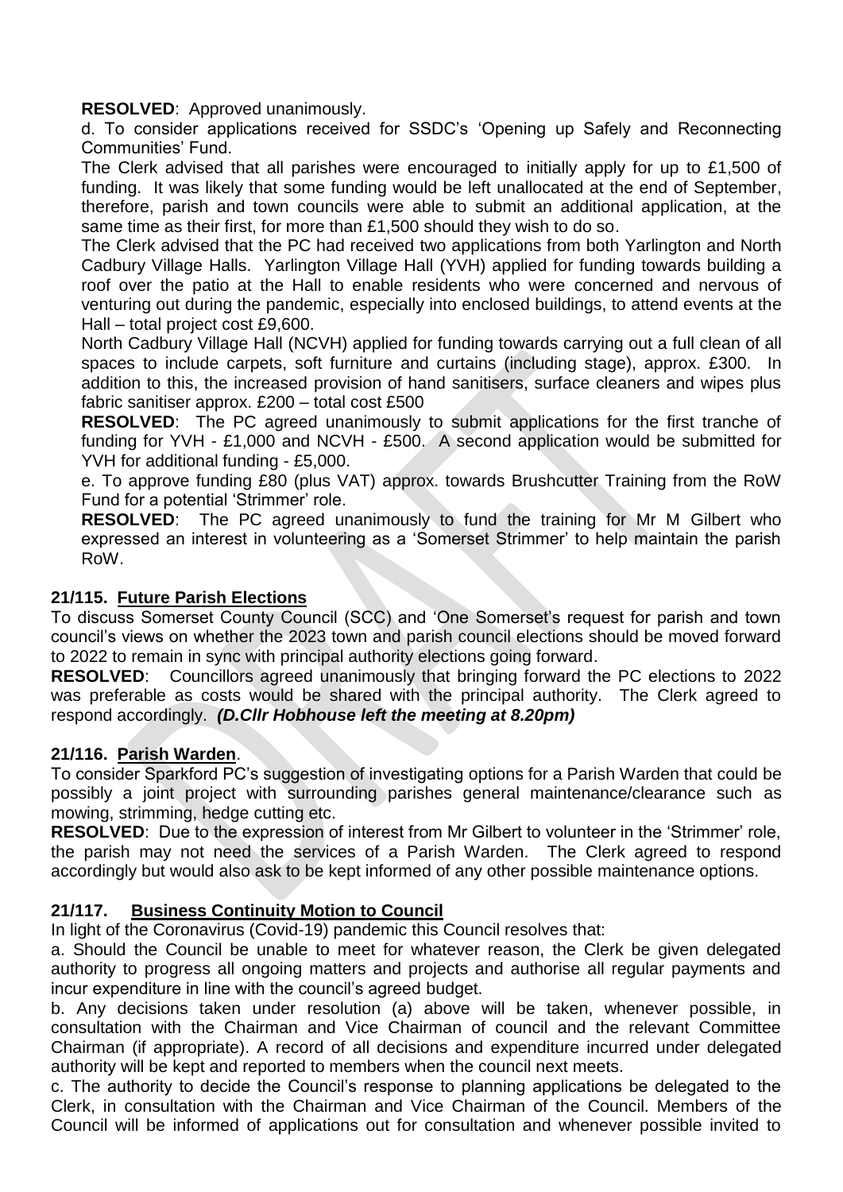**RESOLVED**: Approved unanimously.

d. To consider applications received for SSDC's 'Opening up Safely and Reconnecting Communities' Fund.

The Clerk advised that all parishes were encouraged to initially apply for up to £1,500 of funding. It was likely that some funding would be left unallocated at the end of September, therefore, parish and town councils were able to submit an additional application, at the same time as their first, for more than £1,500 should they wish to do so.

The Clerk advised that the PC had received two applications from both Yarlington and North Cadbury Village Halls. Yarlington Village Hall (YVH) applied for funding towards building a roof over the patio at the Hall to enable residents who were concerned and nervous of venturing out during the pandemic, especially into enclosed buildings, to attend events at the Hall – total project cost £9,600.

North Cadbury Village Hall (NCVH) applied for funding towards carrying out a full clean of all spaces to include carpets, soft furniture and curtains (including stage), approx. £300. In addition to this, the increased provision of hand sanitisers, surface cleaners and wipes plus fabric sanitiser approx. £200 – total cost £500

**RESOLVED**: The PC agreed unanimously to submit applications for the first tranche of funding for YVH - £1,000 and NCVH - £500. A second application would be submitted for YVH for additional funding - £5,000.

e. To approve funding £80 (plus VAT) approx. towards Brushcutter Training from the RoW Fund for a potential 'Strimmer' role.

**RESOLVED**: The PC agreed unanimously to fund the training for Mr M Gilbert who expressed an interest in volunteering as a 'Somerset Strimmer' to help maintain the parish RoW.

## 21/115. Future Parish Elections

To discuss Somerset County Council (SCC) and 'One Somerset's request for parish and town council's views on whether the 2023 town and parish council elections should be moved forward to 2022 to remain in sync with principal authority elections going forward.

**RESOLVED**: Councillors agreed unanimously that bringing forward the PC elections to 2022 was preferable as costs would be shared with the principal authority. The Clerk agreed to respond accordingly. ***(D.Cllr Hobhouse left the meeting at 8.20pm)***

## 21/116. Parish Warden.

To consider Sparkford PC's suggestion of investigating options for a Parish Warden that could be possibly a joint project with surrounding parishes general maintenance/clearance such as mowing, strimming, hedge cutting etc.

**RESOLVED**: Due to the expression of interest from Mr Gilbert to volunteer in the 'Strimmer' role, the parish may not need the services of a Parish Warden. The Clerk agreed to respond accordingly but would also ask to be kept informed of any other possible maintenance options.

## 21/117. Business Continuity Motion to Council

In light of the Coronavirus (Covid-19) pandemic this Council resolves that:

a. Should the Council be unable to meet for whatever reason, the Clerk be given delegated authority to progress all ongoing matters and projects and authorise all regular payments and incur expenditure in line with the council's agreed budget.

b. Any decisions taken under resolution (a) above will be taken, whenever possible, in consultation with the Chairman and Vice Chairman of council and the relevant Committee Chairman (if appropriate). A record of all decisions and expenditure incurred under delegated authority will be kept and reported to members when the council next meets.

c. The authority to decide the Council's response to planning applications be delegated to the Clerk, in consultation with the Chairman and Vice Chairman of the Council. Members of the Council will be informed of applications out for consultation and whenever possible invited to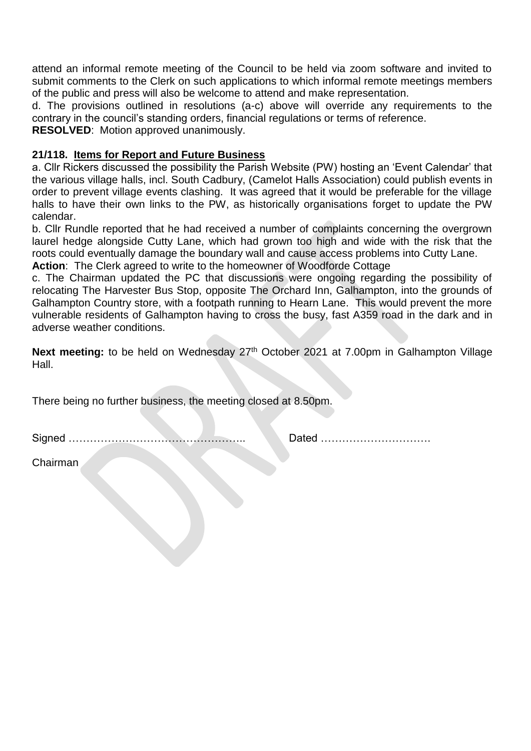attend an informal remote meeting of the Council to be held via zoom software and invited to submit comments to the Clerk on such applications to which informal remote meetings members of the public and press will also be welcome to attend and make representation.

d. The provisions outlined in resolutions (a-c) above will override any requirements to the contrary in the council's standing orders, financial regulations or terms of reference.

**RESOLVED**: Motion approved unanimously.

**21/118. Items for Report and Future Business**

a. Cllr Rickers discussed the possibility the Parish Website (PW) hosting an 'Event Calendar' that the various village halls, incl. South Cadbury, (Camelot Halls Association) could publish events in order to prevent village events clashing. It was agreed that it would be preferable for the village halls to have their own links to the PW, as historically organisations forget to update the PW calendar.

b. Cllr Rundle reported that he had received a number of complaints concerning the overgrown laurel hedge alongside Cutty Lane, which had grown too high and wide with the risk that the roots could eventually damage the boundary wall and cause access problems into Cutty Lane.

**Action**: The Clerk agreed to write to the homeowner of Woodforde Cottage

c. The Chairman updated the PC that discussions were ongoing regarding the possibility of relocating The Harvester Bus Stop, opposite The Orchard Inn, Galhampton, into the grounds of Galhampton Country store, with a footpath running to Hearn Lane. This would prevent the more vulnerable residents of Galhampton having to cross the busy, fast A359 road in the dark and in adverse weather conditions.

**Next meeting:** to be held on Wednesday 27th October 2021 at 7.00pm in Galhampton Village Hall.

There being no further business, the meeting closed at 8.50pm.

Signed ………………………………………….. Dated ………………………….

Chairman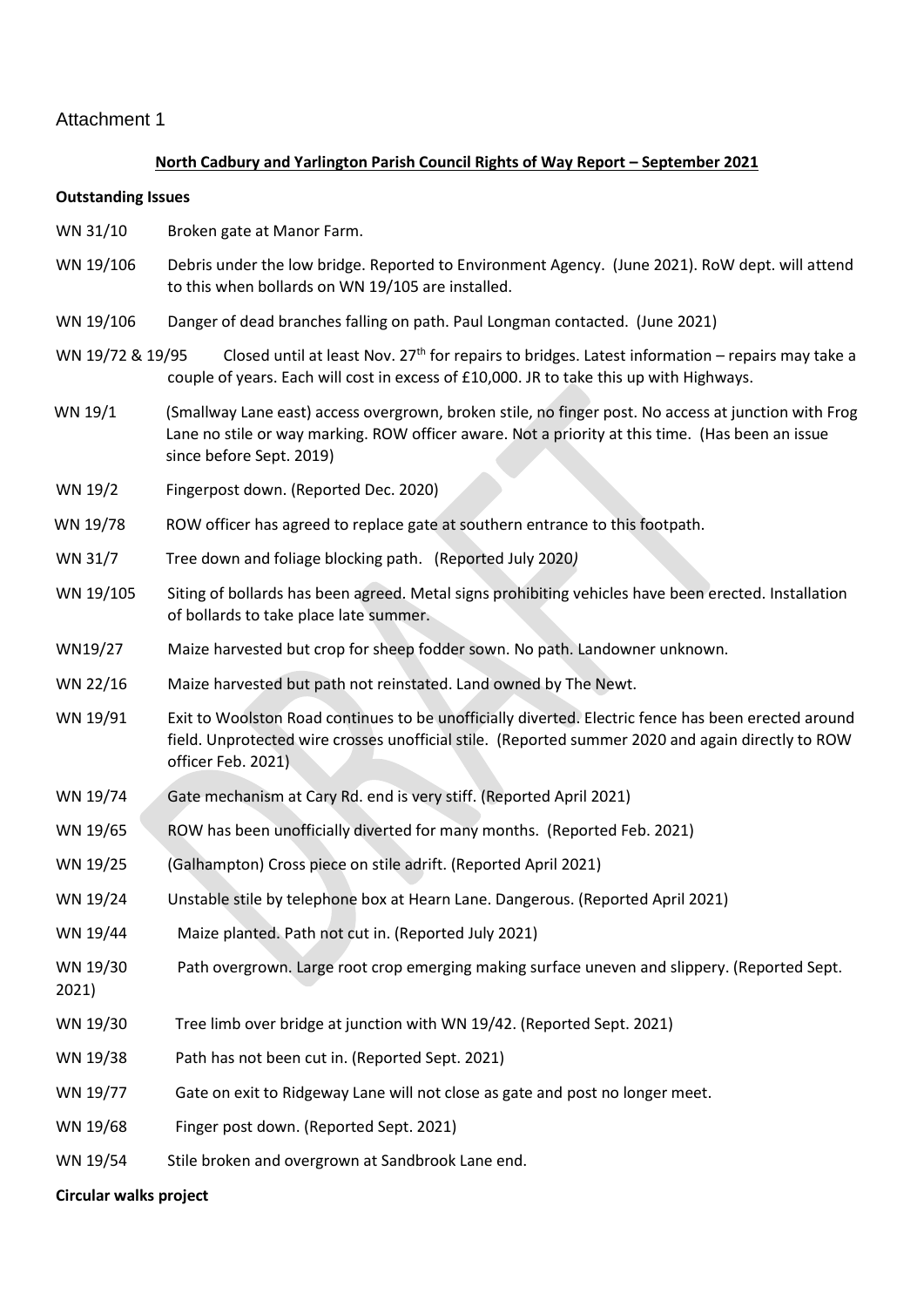Attachment 1

**North Cadbury and Yarlington Parish Council Rights of Way Report – September 2021**

**Outstanding Issues**

WN 31/10 Broken gate at Manor Farm.

WN 19/106 Debris under the low bridge. Reported to Environment Agency. (June 2021). RoW dept. will attend to this when bollards on WN 19/105 are installed.

WN 19/106 Danger of dead branches falling on path. Paul Longman contacted. (June 2021)

WN 19/72 & 19/95 Closed until at least Nov. 27th for repairs to bridges. Latest information – repairs may take a couple of years. Each will cost in excess of £10,000. JR to take this up with Highways.

WN 19/1 (Smallway Lane east) access overgrown, broken stile, no finger post. No access at junction with Frog Lane no stile or way marking. ROW officer aware. Not a priority at this time. (Has been an issue since before Sept. 2019)

WN 19/2 Fingerpost down. (Reported Dec. 2020)

WN 19/78 ROW officer has agreed to replace gate at southern entrance to this footpath.

WN 31/7 Tree down and foliage blocking path. (Reported July 2020*)*

WN 19/105 Siting of bollards has been agreed. Metal signs prohibiting vehicles have been erected. Installation of bollards to take place late summer.

WN19/27 Maize harvested but crop for sheep fodder sown. No path. Landowner unknown.

WN 22/16 Maize harvested but path not reinstated. Land owned by The Newt.

WN 19/91 Exit to Woolston Road continues to be unofficially diverted. Electric fence has been erected around field. Unprotected wire crosses unofficial stile. (Reported summer 2020 and again directly to ROW officer Feb. 2021)

WN 19/74 Gate mechanism at Cary Rd. end is very stiff. (Reported April 2021)

WN 19/65 ROW has been unofficially diverted for many months. (Reported Feb. 2021)

WN 19/25 (Galhampton) Cross piece on stile adrift. (Reported April 2021)

WN 19/24 Unstable stile by telephone box at Hearn Lane. Dangerous. (Reported April 2021)

WN 19/44 Maize planted. Path not cut in. (Reported July 2021)

WN 19/30 Path overgrown. Large root crop emerging making surface uneven and slippery. (Reported Sept. 2021)

WN 19/30 Tree limb over bridge at junction with WN 19/42. (Reported Sept. 2021)

WN 19/38 Path has not been cut in. (Reported Sept. 2021)

WN 19/77 Gate on exit to Ridgeway Lane will not close as gate and post no longer meet.

WN 19/68 Finger post down. (Reported Sept. 2021)

WN 19/54 Stile broken and overgrown at Sandbrook Lane end.

**Circular walks project**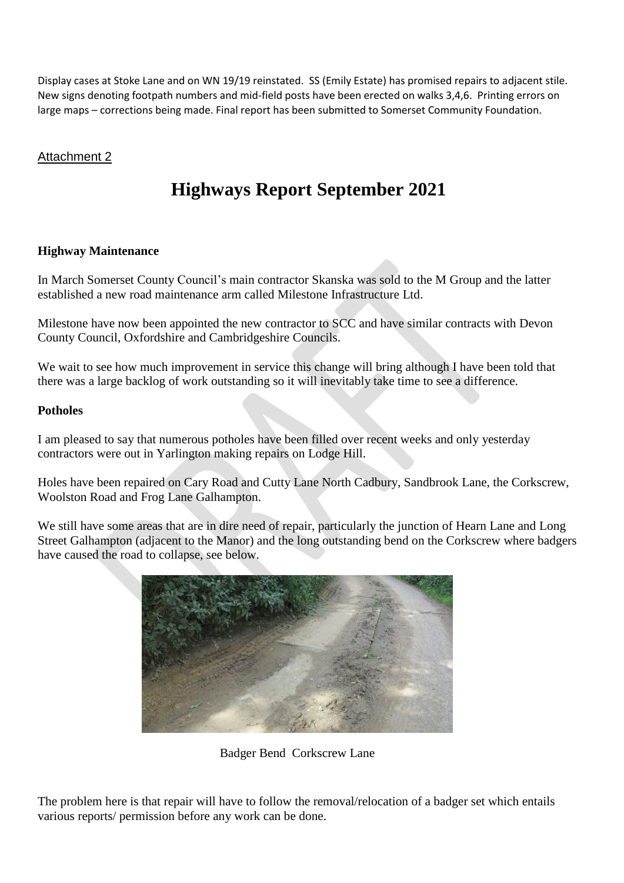Display cases at Stoke Lane and on WN 19/19 reinstated. SS (Emily Estate) has promised repairs to adjacent stile. New signs denoting footpath numbers and mid-field posts have been erected on walks 3,4,6. Printing errors on large maps – corrections being made. Final report has been submitted to Somerset Community Foundation.

Attachment 2

# Highways Report September 2021

**Highway Maintenance**

In March Somerset County Council's main contractor Skanska was sold to the M Group and the latter established a new road maintenance arm called Milestone Infrastructure Ltd.

Milestone have now been appointed the new contractor to SCC and have similar contracts with Devon County Council, Oxfordshire and Cambridgeshire Councils.

We wait to see how much improvement in service this change will bring although I have been told that there was a large backlog of work outstanding so it will inevitably take time to see a difference.

**Potholes**

I am pleased to say that numerous potholes have been filled over recent weeks and only yesterday contractors were out in Yarlington making repairs on Lodge Hill.

Holes have been repaired on Cary Road and Cutty Lane North Cadbury, Sandbrook Lane, the Corkscrew, Woolston Road and Frog Lane Galhampton.

We still have some areas that are in dire need of repair, particularly the junction of Hearn Lane and Long Street Galhampton (adjacent to the Manor) and the long outstanding bend on the Corkscrew where badgers have caused the road to collapse, see below.

Badger Bend Corkscrew Lane

The problem here is that repair will have to follow the removal/relocation of a badger set which entails various reports/ permission before any work can be done.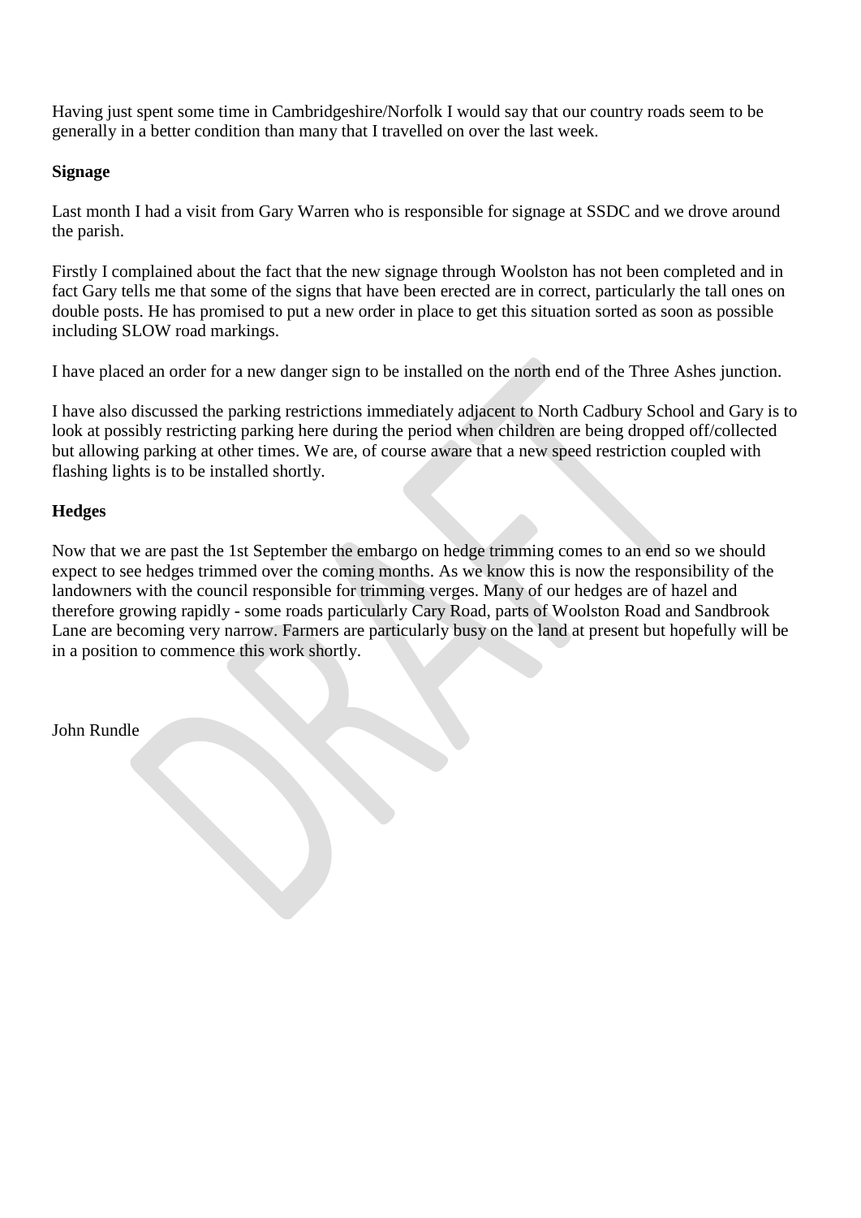Having just spent some time in Cambridgeshire/Norfolk I would say that our country roads seem to be generally in a better condition than many that I travelled on over the last week.

**Signage**

Last month I had a visit from Gary Warren who is responsible for signage at SSDC and we drove around the parish.

Firstly I complained about the fact that the new signage through Woolston has not been completed and in fact Gary tells me that some of the signs that have been erected are in correct, particularly the tall ones on double posts. He has promised to put a new order in place to get this situation sorted as soon as possible including SLOW road markings.

I have placed an order for a new danger sign to be installed on the north end of the Three Ashes junction.

I have also discussed the parking restrictions immediately adjacent to North Cadbury School and Gary is to look at possibly restricting parking here during the period when children are being dropped off/collected but allowing parking at other times. We are, of course aware that a new speed restriction coupled with flashing lights is to be installed shortly.

**Hedges**

Now that we are past the 1st September the embargo on hedge trimming comes to an end so we should expect to see hedges trimmed over the coming months. As we know this is now the responsibility of the landowners with the council responsible for trimming verges. Many of our hedges are of hazel and therefore growing rapidly - some roads particularly Cary Road, parts of Woolston Road and Sandbrook Lane are becoming very narrow. Farmers are particularly busy on the land at present but hopefully will be in a position to commence this work shortly.

John Rundle